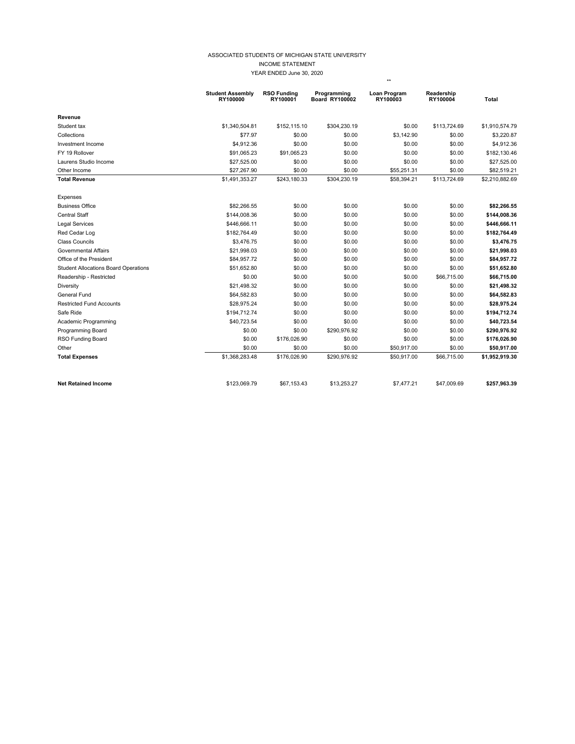ASSOCIATED STUDENTS OF MICHIGAN STATE UNIVERSITY

INCOME STATEMENT

YEAR ENDED June 30, 2020

**

| | Student Assembly RY100000 | RSO Funding RY100001 | Programming Board RY100002 | Loan Program RY100003 | Readership RY100004 | Total |
|---|---|---|---|---|---|---|
| **Revenue** | | | | | | |
| Student tax | $1,340,504.81 | $152,115.10 | $304,230.19 | $0.00 | $113,724.69 | $1,910,574.79 |
| Collections | $77.97 | $0.00 | $0.00 | $3,142.90 | $0.00 | $3,220.87 |
| Investment Income | $4,912.36 | $0.00 | $0.00 | $0.00 | $0.00 | $4,912.36 |
| FY 19 Rollover | $91,065.23 | $91,065.23 | $0.00 | $0.00 | $0.00 | $182,130.46 |
| Laurens Studio Income | $27,525.00 | $0.00 | $0.00 | $0.00 | $0.00 | $27,525.00 |
| Other Income | $27,267.90 | $0.00 | $0.00 | $55,251.31 | $0.00 | $82,519.21 |
| **Total Revenue** | $1,491,353.27 | $243,180.33 | $304,230.19 | $58,394.21 | $113,724.69 | $2,210,882.69 |
| Expenses | | | | | | |
| Business Office | $82,266.55 | $0.00 | $0.00 | $0.00 | $0.00 | **$82,266.55** |
| Central Staff | $144,008.36 | $0.00 | $0.00 | $0.00 | $0.00 | **$144,008.36** |
| Legal Services | $446,666.11 | $0.00 | $0.00 | $0.00 | $0.00 | **$446,666.11** |
| Red Cedar Log | $182,764.49 | $0.00 | $0.00 | $0.00 | $0.00 | **$182,764.49** |
| Class Councils | $3,476.75 | $0.00 | $0.00 | $0.00 | $0.00 | **$3,476.75** |
| Governmental Affairs | $21,998.03 | $0.00 | $0.00 | $0.00 | $0.00 | **$21,998.03** |
| Office of the President | $84,957.72 | $0.00 | $0.00 | $0.00 | $0.00 | **$84,957.72** |
| Student Allocations Board Operations | $51,652.80 | $0.00 | $0.00 | $0.00 | $0.00 | **$51,652.80** |
| Readership - Restricted | $0.00 | $0.00 | $0.00 | $0.00 | $66,715.00 | **$66,715.00** |
| Diversity | $21,498.32 | $0.00 | $0.00 | $0.00 | $0.00 | **$21,498.32** |
| General Fund | $64,582.83 | $0.00 | $0.00 | $0.00 | $0.00 | **$64,582.83** |
| Restricted Fund Accounts | $28,975.24 | $0.00 | $0.00 | $0.00 | $0.00 | **$28,975.24** |
| Safe Ride | $194,712.74 | $0.00 | $0.00 | $0.00 | $0.00 | **$194,712.74** |
| Academic Programming | $40,723.54 | $0.00 | $0.00 | $0.00 | $0.00 | **$40,723.54** |
| Programming Board | $0.00 | $0.00 | $290,976.92 | $0.00 | $0.00 | **$290,976.92** |
| RSO Funding Board | $0.00 | $176,026.90 | $0.00 | $0.00 | $0.00 | **$176,026.90** |
| Other | $0.00 | $0.00 | $0.00 | $50,917.00 | $0.00 | **$50,917.00** |
| **Total Expenses** | $1,368,283.48 | $176,026.90 | $290,976.92 | $50,917.00 | $66,715.00 | **$1,952,919.30** |
| **Net Retained Income** | $123,069.79 | $67,153.43 | $13,253.27 | $7,477.21 | $47,009.69 | **$257,963.39** |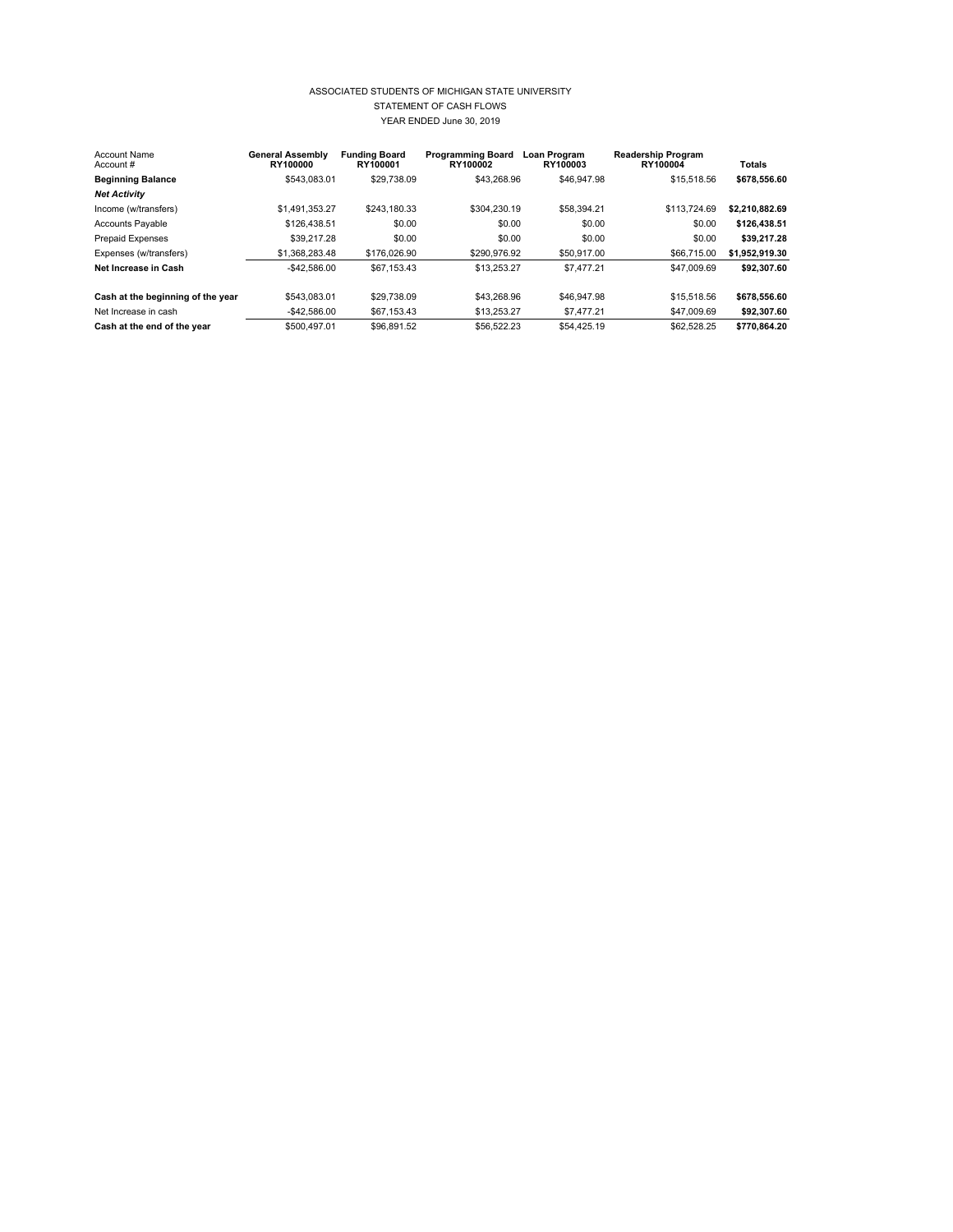ASSOCIATED STUDENTS OF MICHIGAN STATE UNIVERSITY

STATEMENT OF CASH FLOWS

YEAR ENDED June 30, 2019

| Account Name<br>Account # | **General Assembly**<br>**RY100000** | **Funding Board**<br>**RY100001** | **Programming Board**<br>**RY100002** | **Loan Program**<br>**RY100003** | **Readership Program**<br>**RY100004** | **Totals** |
|---|---|---|---|---|---|---|
| **Beginning Balance** | $543,083.01 | $29,738.09 | $43,268.96 | $46,947.98 | $15,518.56 | **$678,556.60** |
| ***Net Activity*** | | | | | | |
| Income (w/transfers) | $1,491,353.27 | $243,180.33 | $304,230.19 | $58,394.21 | $113,724.69 | **$2,210,882.69** |
| Accounts Payable | $126,438.51 | $0.00 | $0.00 | $0.00 | $0.00 | **$126,438.51** |
| Prepaid Expenses | $39,217.28 | $0.00 | $0.00 | $0.00 | $0.00 | **$39,217.28** |
| Expenses (w/transfers) | $1,368,283.48 | $176,026.90 | $290,976.92 | $50,917.00 | $66,715.00 | **$1,952,919.30** |
| **Net Increase in Cash** | -$42,586.00 | $67,153.43 | $13,253.27 | $7,477.21 | $47,009.69 | **$92,307.60** |
| | | | | | | |
| **Cash at the beginning of the year** | $543,083.01 | $29,738.09 | $43,268.96 | $46,947.98 | $15,518.56 | **$678,556.60** |
| Net Increase in cash | -$42,586.00 | $67,153.43 | $13,253.27 | $7,477.21 | $47,009.69 | **$92,307.60** |
| **Cash at the end of the year** | $500,497.01 | $96,891.52 | $56,522.23 | $54,425.19 | $62,528.25 | **$770,864.20** |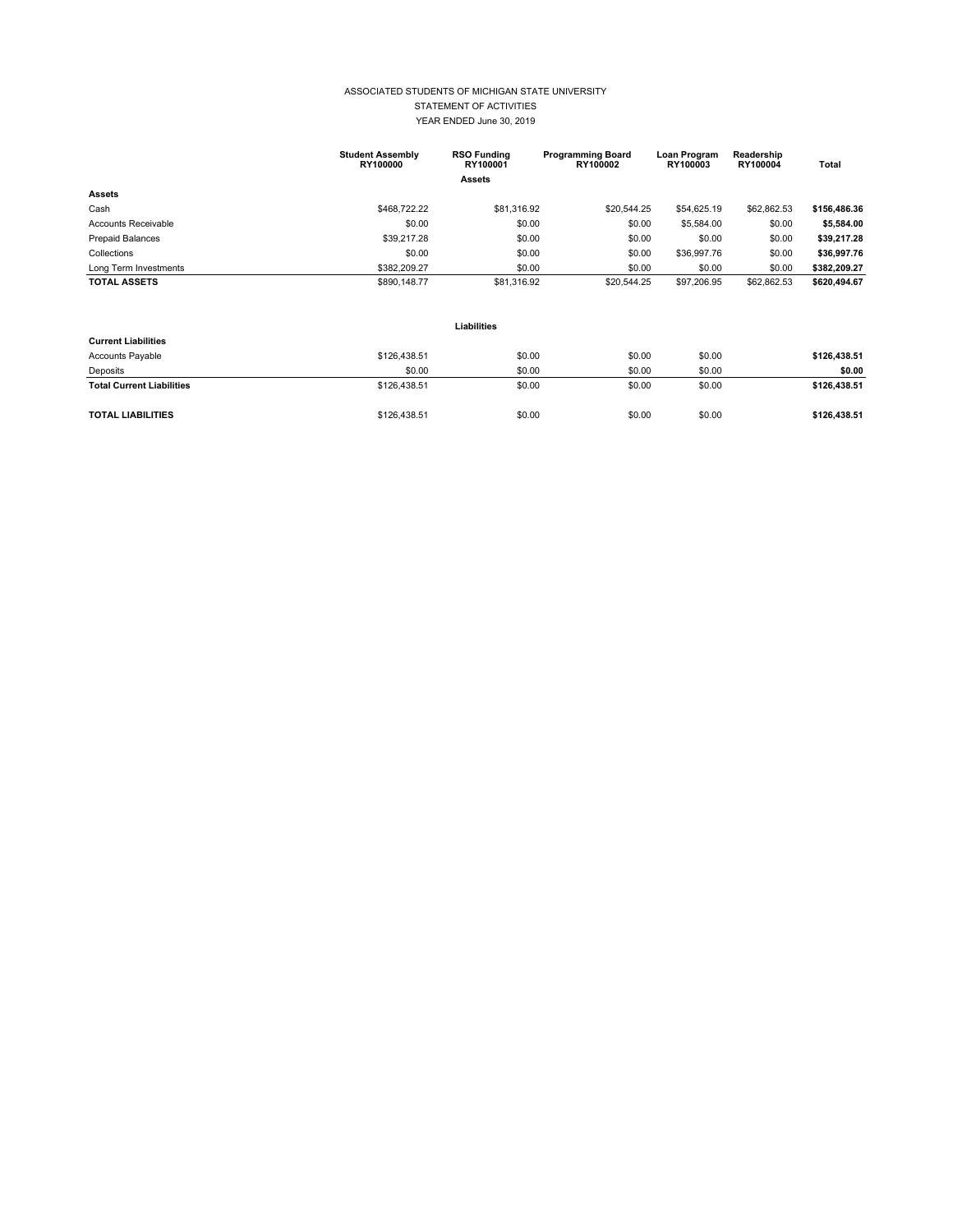ASSOCIATED STUDENTS OF MICHIGAN STATE UNIVERSITY
STATEMENT OF ACTIVITIES
YEAR ENDED June 30, 2019

| | Student Assembly RY100000 | RSO Funding RY100001 | Programming Board RY100002 | Loan Program RY100003 | Readership RY100004 | Total |
|---|---|---|---|---|---|---|
| | | **Assets** | | | | |
| **Assets** | | | | | | |
| Cash | $468,722.22 | $81,316.92 | $20,544.25 | $54,625.19 | $62,862.53 | **$156,486.36** |
| Accounts Receivable | $0.00 | $0.00 | $0.00 | $5,584.00 | $0.00 | **$5,584.00** |
| Prepaid Balances | $39,217.28 | $0.00 | $0.00 | $0.00 | $0.00 | **$39,217.28** |
| Collections | $0.00 | $0.00 | $0.00 | $36,997.76 | $0.00 | **$36,997.76** |
| Long Term Investments | $382,209.27 | $0.00 | $0.00 | $0.00 | $0.00 | **$382,209.27** |
| **TOTAL ASSETS** | $890,148.77 | $81,316.92 | $20,544.25 | $97,206.95 | $62,862.53 | **$620,494.67** |
| | | **Liabilities** | | | | |
| **Current Liabilities** | | | | | | |
| Accounts Payable | $126,438.51 | $0.00 | $0.00 | $0.00 | | **$126,438.51** |
| Deposits | $0.00 | $0.00 | $0.00 | $0.00 | | **$0.00** |
| **Total Current Liabilities** | $126,438.51 | $0.00 | $0.00 | $0.00 | | **$126,438.51** |
| **TOTAL LIABILITIES** | $126,438.51 | $0.00 | $0.00 | $0.00 | | **$126,438.51** |